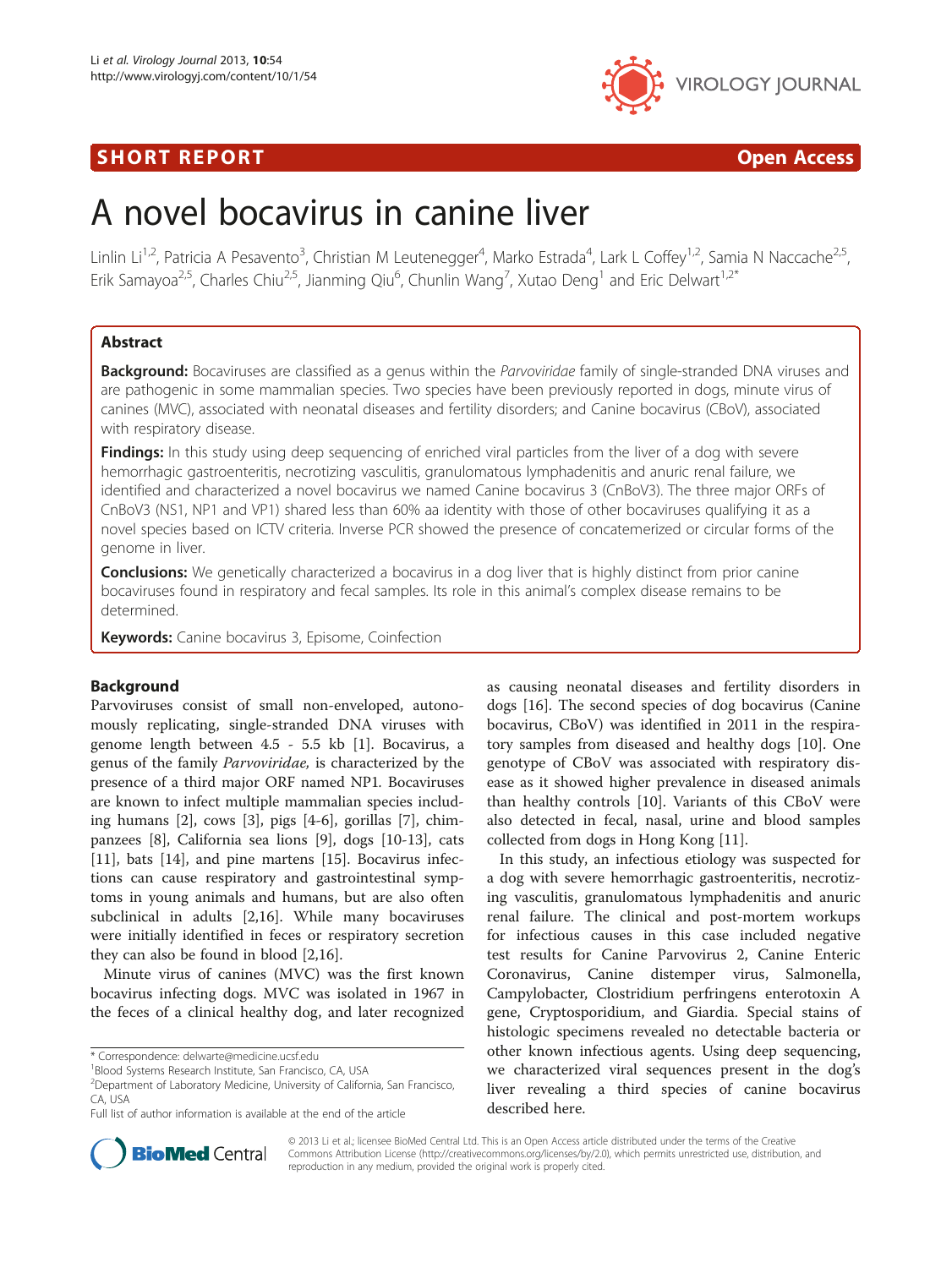SHORT REPORT

Open Access

# A novel bocavirus in canine liver

Linlin Li[1,2], Patricia A Pesavento[3], Christian M Leutenegger[4], Marko Estrada[4], Lark L Coffey[1,2], Samia N Naccache[2,5], Erik Samayoa[2,5], Charles Chiu[2,5], Jianming Qiu[6], Chunlin Wang[7], Xutao Deng[1] and Eric Delwart[1,2*]

## Abstract

**Background:** Bocaviruses are classified as a genus within the *Parvoviridae* family of single-stranded DNA viruses and are pathogenic in some mammalian species. Two species have been previously reported in dogs, minute virus of canines (MVC), associated with neonatal diseases and fertility disorders; and Canine bocavirus (CBoV), associated with respiratory disease.

**Findings:** In this study using deep sequencing of enriched viral particles from the liver of a dog with severe hemorrhagic gastroenteritis, necrotizing vasculitis, granulomatous lymphadenitis and anuric renal failure, we identified and characterized a novel bocavirus we named Canine bocavirus 3 (CnBoV3). The three major ORFs of CnBoV3 (NS1, NP1 and VP1) shared less than 60% aa identity with those of other bocaviruses qualifying it as a novel species based on ICTV criteria. Inverse PCR showed the presence of concatemerized or circular forms of the genome in liver.

**Conclusions:** We genetically characterized a bocavirus in a dog liver that is highly distinct from prior canine bocaviruses found in respiratory and fecal samples. Its role in this animal's complex disease remains to be determined.

**Keywords:** Canine bocavirus 3, Episome, Coinfection

## Background

Parvoviruses consist of small non-enveloped, autonomously replicating, single-stranded DNA viruses with genome length between 4.5 - 5.5 kb [1]. Bocavirus, a genus of the family *Parvoviridae,* is characterized by the presence of a third major ORF named NP1. Bocaviruses are known to infect multiple mammalian species including humans [2], cows [3], pigs [4-6], gorillas [7], chimpanzees [8], California sea lions [9], dogs [10-13], cats [11], bats [14], and pine martens [15]. Bocavirus infections can cause respiratory and gastrointestinal symptoms in young animals and humans, but are also often subclinical in adults [2,16]. While many bocaviruses were initially identified in feces or respiratory secretion they can also be found in blood [2,16].

Minute virus of canines (MVC) was the first known bocavirus infecting dogs. MVC was isolated in 1967 in the feces of a clinical healthy dog, and later recognized as causing neonatal diseases and fertility disorders in dogs [16]. The second species of dog bocavirus (Canine bocavirus, CBoV) was identified in 2011 in the respiratory samples from diseased and healthy dogs [10]. One genotype of CBoV was associated with respiratory disease as it showed higher prevalence in diseased animals than healthy controls [10]. Variants of this CBoV were also detected in fecal, nasal, urine and blood samples collected from dogs in Hong Kong [11].

In this study, an infectious etiology was suspected for a dog with severe hemorrhagic gastroenteritis, necrotizing vasculitis, granulomatous lymphadenitis and anuric renal failure. The clinical and post-mortem workups for infectious causes in this case included negative test results for Canine Parvovirus 2, Canine Enteric Coronavirus, Canine distemper virus, Salmonella, Campylobacter, Clostridium perfringens enterotoxin A gene, Cryptosporidium, and Giardia. Special stains of histologic specimens revealed no detectable bacteria or other known infectious agents. Using deep sequencing, we characterized viral sequences present in the dog's liver revealing a third species of canine bocavirus described here.

* Correspondence: delwarte@medicine.ucsf.edu
[1]Blood Systems Research Institute, San Francisco, CA, USA
[2]Department of Laboratory Medicine, University of California, San Francisco, CA, USA
Full list of author information is available at the end of the article

© 2013 Li et al.; licensee BioMed Central Ltd. This is an Open Access article distributed under the terms of the Creative Commons Attribution License (http://creativecommons.org/licenses/by/2.0), which permits unrestricted use, distribution, and reproduction in any medium, provided the original work is properly cited.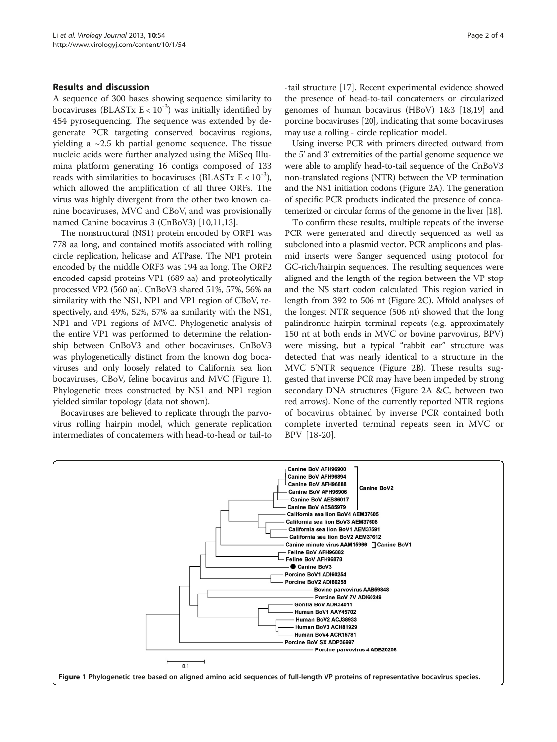## Results and discussion

A sequence of 300 bases showing sequence similarity to bocaviruses (BLASTx $E < 10^{-3}$) was initially identified by 454 pyrosequencing. The sequence was extended by degenerate PCR targeting conserved bocavirus regions, yielding a ~2.5 kb partial genome sequence. The tissue nucleic acids were further analyzed using the MiSeq Illumina platform generating 16 contigs composed of 133 reads with similarities to bocaviruses (BLASTx $E < 10^{-3}$), which allowed the amplification of all three ORFs. The virus was highly divergent from the other two known canine bocaviruses, MVC and CBoV, and was provisionally named Canine bocavirus 3 (CnBoV3) [10,11,13].

The nonstructural (NS1) protein encoded by ORF1 was 778 aa long, and contained motifs associated with rolling circle replication, helicase and ATPase. The NP1 protein encoded by the middle ORF3 was 194 aa long. The ORF2 encoded capsid proteins VP1 (689 aa) and proteolytically processed VP2 (560 aa). CnBoV3 shared 51%, 57%, 56% aa similarity with the NS1, NP1 and VP1 region of CBoV, respectively, and 49%, 52%, 57% aa similarity with the NS1, NP1 and VP1 regions of MVC. Phylogenetic analysis of the entire VP1 was performed to determine the relationship between CnBoV3 and other bocaviruses. CnBoV3 was phylogenetically distinct from the known dog bocaviruses and only loosely related to California sea lion bocaviruses, CBoV, feline bocavirus and MVC (Figure 1). Phylogenetic trees constructed by NS1 and NP1 region yielded similar topology (data not shown).

Bocaviruses are believed to replicate through the parvovirus rolling hairpin model, which generate replication intermediates of concatemers with head-to-head or tail-to-tail structure [17]. Recent experimental evidence showed the presence of head-to-tail concatemers or circularized genomes of human bocavirus (HBoV) 1&3 [18,19] and porcine bocaviruses [20], indicating that some bocaviruses may use a rolling - circle replication model.

Using inverse PCR with primers directed outward from the 5' and 3' extremities of the partial genome sequence we were able to amplify head-to-tail sequence of the CnBoV3 non-translated regions (NTR) between the VP termination and the NS1 initiation codons (Figure 2A). The generation of specific PCR products indicated the presence of concatemerized or circular forms of the genome in the liver [18].

To confirm these results, multiple repeats of the inverse PCR were generated and directly sequenced as well as subcloned into a plasmid vector. PCR amplicons and plasmid inserts were Sanger sequenced using protocol for GC-rich/hairpin sequences. The resulting sequences were aligned and the length of the region between the VP stop and the NS start codon calculated. This region varied in length from 392 to 506 nt (Figure 2C). Mfold analyses of the longest NTR sequence (506 nt) showed that the long palindromic hairpin terminal repeats (e.g. approximately 150 nt at both ends in MVC or bovine parvovirus, BPV) were missing, but a typical "rabbit ear" structure was detected that was nearly identical to a structure in the MVC 5'NTR sequence (Figure 2B). These results suggested that inverse PCR may have been impeded by strong secondary DNA structures (Figure 2A &C, between two red arrows). None of the currently reported NTR regions of bocavirus obtained by inverse PCR contained both complete inverted terminal repeats seen in MVC or BPV [18-20].

Figure 1 Phylogenetic tree based on aligned amino acid sequences of full-length VP proteins of representative bocavirus species.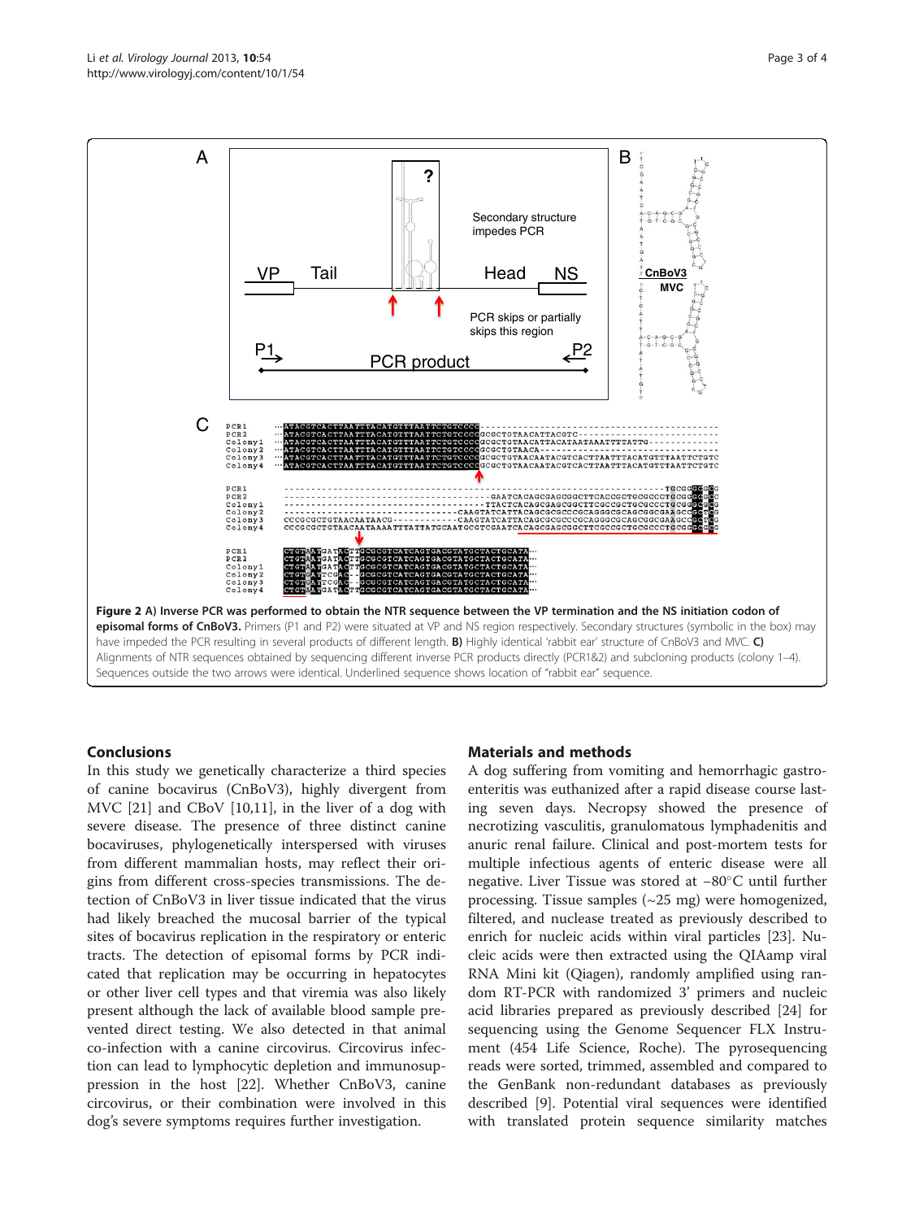**Figure 2 A) Inverse PCR was performed to obtain the NTR sequence between the VP termination and the NS initiation codon of episomal forms of CnBoV3.** Primers (P1 and P2) were situated at VP and NS region respectively. Secondary structures (symbolic in the box) may have impeded the PCR resulting in several products of different length. **B)** Highly identical 'rabbit ear' structure of CnBoV3 and MVC. **C)** Alignments of NTR sequences obtained by sequencing different inverse PCR products directly (PCR1&2) and subcloning products (colony 1–4). Sequences outside the two arrows were identical. Underlined sequence shows location of "rabbit ear" sequence.

## Conclusions

In this study we genetically characterize a third species of canine bocavirus (CnBoV3), highly divergent from MVC [21] and CBoV [10,11], in the liver of a dog with severe disease. The presence of three distinct canine bocaviruses, phylogenetically interspersed with viruses from different mammalian hosts, may reflect their origins from different cross-species transmissions. The detection of CnBoV3 in liver tissue indicated that the virus had likely breached the mucosal barrier of the typical sites of bocavirus replication in the respiratory or enteric tracts. The detection of episomal forms by PCR indicated that replication may be occurring in hepatocytes or other liver cell types and that viremia was also likely present although the lack of available blood sample prevented direct testing. We also detected in that animal co-infection with a canine circovirus. Circovirus infection can lead to lymphocytic depletion and immunosuppression in the host [22]. Whether CnBoV3, canine circovirus, or their combination were involved in this dog's severe symptoms requires further investigation.

## Materials and methods

A dog suffering from vomiting and hemorrhagic gastroenteritis was euthanized after a rapid disease course lasting seven days. Necropsy showed the presence of necrotizing vasculitis, granulomatous lymphadenitis and anuric renal failure. Clinical and post-mortem tests for multiple infectious agents of enteric disease were all negative. Liver Tissue was stored at −80°C until further processing. Tissue samples (~25 mg) were homogenized, filtered, and nuclease treated as previously described to enrich for nucleic acids within viral particles [23]. Nucleic acids were then extracted using the QIAamp viral RNA Mini kit (Qiagen), randomly amplified using random RT-PCR with randomized 3' primers and nucleic acid libraries prepared as previously described [24] for sequencing using the Genome Sequencer FLX Instrument (454 Life Science, Roche). The pyrosequencing reads were sorted, trimmed, assembled and compared to the GenBank non-redundant databases as previously described [9]. Potential viral sequences were identified with translated protein sequence similarity matches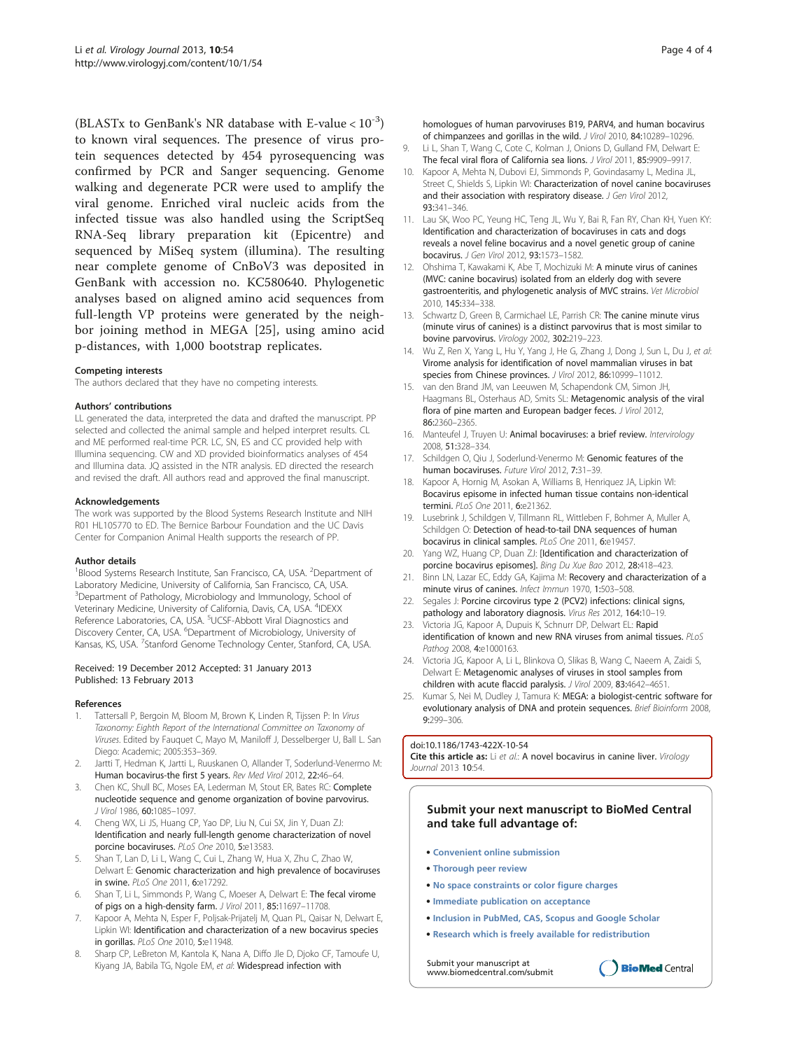(BLASTx to GenBank's NR database with E-value < $10^{-3}$) to known viral sequences. The presence of virus protein sequences detected by 454 pyrosequencing was confirmed by PCR and Sanger sequencing. Genome walking and degenerate PCR were used to amplify the viral genome. Enriched viral nucleic acids from the infected tissue was also handled using the ScriptSeq RNA-Seq library preparation kit (Epicentre) and sequenced by MiSeq system (illumina). The resulting near complete genome of CnBoV3 was deposited in GenBank with accession no. KC580640. Phylogenetic analyses based on aligned amino acid sequences from full-length VP proteins were generated by the neighbor joining method in MEGA [25], using amino acid p-distances, with 1,000 bootstrap replicates.

#### Competing interests

The authors declared that they have no competing interests.

#### Authors' contributions

LL generated the data, interpreted the data and drafted the manuscript. PP selected and collected the animal sample and helped interpret results. CL and ME performed real-time PCR. LC, SN, ES and CC provided help with Illumina sequencing. CW and XD provided bioinformatics analyses of 454 and Illumina data. JQ assisted in the NTR analysis. ED directed the research and revised the draft. All authors read and approved the final manuscript.

#### Acknowledgements

The work was supported by the Blood Systems Research Institute and NIH R01 HL105770 to ED. The Bernice Barbour Foundation and the UC Davis Center for Companion Animal Health supports the research of PP.

#### Author details

[1]Blood Systems Research Institute, San Francisco, CA, USA. [2]Department of Laboratory Medicine, University of California, San Francisco, CA, USA. [3]Department of Pathology, Microbiology and Immunology, School of Veterinary Medicine, University of California, Davis, CA, USA. [4]IDEXX Reference Laboratories, CA, USA. [5]UCSF-Abbott Viral Diagnostics and Discovery Center, CA, USA. [6]Department of Microbiology, University of Kansas, KS, USA. [7]Stanford Genome Technology Center, Stanford, CA, USA.

Received: 19 December 2012 Accepted: 31 January 2013
Published: 13 February 2013

#### References

1. Tattersall P, Bergoin M, Bloom M, Brown K, Linden R, Tijssen P: In *Virus Taxonomy: Eighth Report of the International Committee on Taxonomy of Viruses*. Edited by Fauquet C, Mayo M, Maniloff J, Desselberger U, Ball L. San Diego: Academic; 2005:353–369.
2. Jartti T, Hedman K, Jartti L, Ruuskanen O, Allander T, Soderlund-Venermo M: **Human bocavirus-the first 5 years.** *Rev Med Virol* 2012, **22:**46–64.
3. Chen KC, Shull BC, Moses EA, Lederman M, Stout ER, Bates RC: **Complete nucleotide sequence and genome organization of bovine parvovirus.** *J Virol* 1986, **60:**1085–1097.
4. Cheng WX, Li JS, Huang CP, Yao DP, Liu N, Cui SX, Jin Y, Duan ZJ: **Identification and nearly full-length genome characterization of novel porcine bocaviruses.** *PLoS One* 2010, **5:**e13583.
5. Shan T, Lan D, Li L, Wang C, Cui L, Zhang W, Hua X, Zhu C, Zhao W, Delwart E: **Genomic characterization and high prevalence of bocaviruses in swine.** *PLoS One* 2011, **6:**e17292.
6. Shan T, Li L, Simmonds P, Wang C, Moeser A, Delwart E: **The fecal virome of pigs on a high-density farm.** *J Virol* 2011, **85:**11697–11708.
7. Kapoor A, Mehta N, Esper F, Poljsak-Prijatelj M, Quan PL, Qaisar N, Delwart E, Lipkin WI: **Identification and characterization of a new bocavirus species in gorillas.** *PLoS One* 2010, **5:**e11948.
8. Sharp CP, LeBreton M, Kantola K, Nana A, Diffo Jle D, Djoko CF, Tamoufe U, Kiyang JA, Babila TG, Ngole EM, *et al*: **Widespread infection with homologues of human parvoviruses B19, PARV4, and human bocavirus of chimpanzees and gorillas in the wild.** *J Virol* 2010, **84:**10289–10296.
9. Li L, Shan T, Wang C, Cote C, Kolman J, Onions D, Gulland FM, Delwart E: **The fecal viral flora of California sea lions.** *J Virol* 2011, **85:**9909–9917.
10. Kapoor A, Mehta N, Dubovi EJ, Simmonds P, Govindasamy L, Medina JL, Street C, Shields S, Lipkin WI: **Characterization of novel canine bocaviruses and their association with respiratory disease.** *J Gen Virol* 2012, **93:**341–346.
11. Lau SK, Woo PC, Yeung HC, Teng JL, Wu Y, Bai R, Fan RY, Chan KH, Yuen KY: **Identification and characterization of bocaviruses in cats and dogs reveals a novel feline bocavirus and a novel genetic group of canine bocavirus.** *J Gen Virol* 2012, **93:**1573–1582.
12. Ohshima T, Kawakami K, Abe T, Mochizuki M: **A minute virus of canines (MVC: canine bocavirus) isolated from an elderly dog with severe gastroenteritis, and phylogenetic analysis of MVC strains.** *Vet Microbiol* 2010, **145:**334–338.
13. Schwartz D, Green B, Carmichael LE, Parrish CR: **The canine minute virus (minute virus of canines) is a distinct parvovirus that is most similar to bovine parvovirus.** *Virology* 2002, **302:**219–223.
14. Wu Z, Ren X, Yang L, Hu Y, Yang J, He G, Zhang J, Dong J, Sun L, Du J, *et al*: **Virome analysis for identification of novel mammalian viruses in bat species from Chinese provinces.** *J Virol* 2012, **86:**10999–11012.
15. van den Brand JM, van Leeuwen M, Schapendonk CM, Simon JH, Haagmans BL, Osterhaus AD, Smits SL: **Metagenomic analysis of the viral flora of pine marten and European badger feces.** *J Virol* 2012, **86:**2360–2365.
16. Manteufel J, Truyen U: **Animal bocaviruses: a brief review.** *Intervirology* 2008, **51:**328–334.
17. Schildgen O, Qiu J, Soderlund-Venermo M: **Genomic features of the human bocaviruses.** *Future Virol* 2012, **7:**31–39.
18. Kapoor A, Hornig M, Asokan A, Williams B, Henriquez JA, Lipkin WI: **Bocavirus episome in infected human tissue contains non-identical termini.** *PLoS One* 2011, **6:**e21362.
19. Lusebrink J, Schildgen V, Tillmann RL, Wittleben F, Bohmer A, Muller A, Schildgen O: **Detection of head-to-tail DNA sequences of human bocavirus in clinical samples.** *PLoS One* 2011, **6:**e19457.
20. Yang WZ, Huang CP, Duan ZJ: **[Identification and characterization of porcine bocavirus episomes].** *Bing Du Xue Bao* 2012, **28:**418–423.
21. Binn LN, Lazar EC, Eddy GA, Kajima M: **Recovery and characterization of a minute virus of canines.** *Infect Immun* 1970, **1:**503–508.
22. Segales J: **Porcine circovirus type 2 (PCV2) infections: clinical signs, pathology and laboratory diagnosis.** *Virus Res* 2012, **164:**10–19.
23. Victoria JG, Kapoor A, Dupuis K, Schnurr DP, Delwart EL: **Rapid identification of known and new RNA viruses from animal tissues.** *PLoS Pathog* 2008, **4:**e1000163.
24. Victoria JG, Kapoor A, Li L, Blinkova O, Slikas B, Wang C, Naeem A, Zaidi S, Delwart E: **Metagenomic analyses of viruses in stool samples from children with acute flaccid paralysis.** *J Virol* 2009, **83:**4642–4651.
25. Kumar S, Nei M, Dudley J, Tamura K: **MEGA: a biologist-centric software for evolutionary analysis of DNA and protein sequences.** *Brief Bioinform* 2008, **9:**299–306.

doi:10.1186/1743-422X-10-54
**Cite this article as:** Li *et al.*: A novel bocavirus in canine liver. *Virology Journal* 2013 **10**:54.

**Submit your next manuscript to BioMed Central and take full advantage of:**

- Convenient online submission
- Thorough peer review
- No space constraints or color figure charges
- Immediate publication on acceptance
- Inclusion in PubMed, CAS, Scopus and Google Scholar
- Research which is freely available for redistribution

Submit your manuscript at
www.biomedcentral.com/submit

BioMed Central